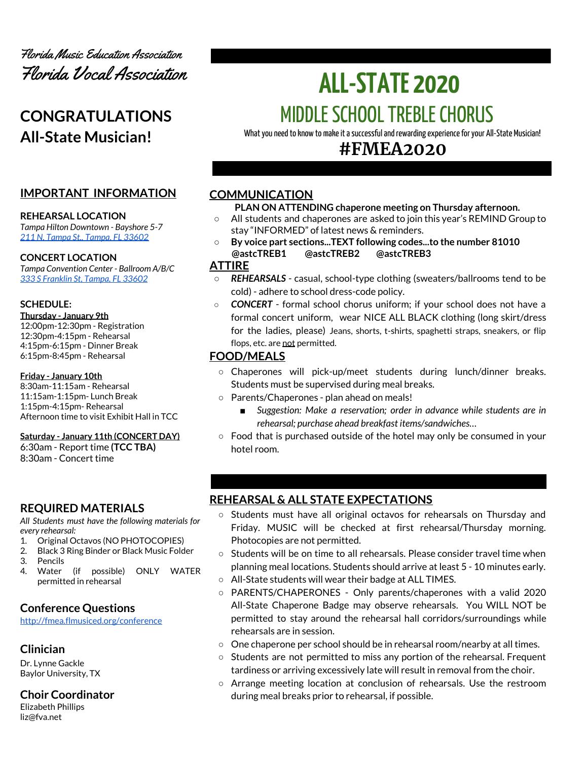Florida Music Education Association

Florida Vocal Association

# ALL-STATE 2020

## MIDDLE SCHOOL TREBLE CHORUS

What you need to know to make it a successful and rewarding experience for your All-State Musician!

## #FMEA2020

## CONGRATULATIONS All-State Musician!

## IMPORTANT INFORMATION

**REHEARSAL LOCATION**

*Tampa Hilton Downtown - Bayshore 5-7*
*[211 N. Tampa St., Tampa, FL 33602](211 N. Tampa St., Tampa, FL 33602)*

**CONCERT LOCATION**

*Tampa Convention Center - Ballroom A/B/C*
*[333 S Franklin St, Tampa, FL 33602](333 S Franklin St, Tampa, FL 33602)*

**SCHEDULE:**

**Thursday - January 9th**
12:00pm-12:30pm - Registration
12:30pm-4:15pm - Rehearsal
4:15pm-6:15pm - Dinner Break
6:15pm-8:45pm - Rehearsal

**Friday - January 10th**
8:30am-11:15am - Rehearsal
11:15am-1:15pm- Lunch Break
1:15pm-4:15pm- Rehearsal
Afternoon time to visit Exhibit Hall in TCC

**Saturday - January 11th (CONCERT DAY)**
6:30am - Report time **(TCC TBA)**
8:30am - Concert time

## REQUIRED MATERIALS

*All Students must have the following materials for every rehearsal:*

1. Original Octavos (NO PHOTOCOPIES)
2. Black 3 Ring Binder or Black Music Folder
3. Pencils
4. Water (if possible) ONLY WATER permitted in rehearsal

## Conference Questions

http://fmea.flmusiced.org/conference

## Clinician

Dr. Lynne Gackle
Baylor University, TX

## Choir Coordinator

Elizabeth Phillips
liz@fva.net

## COMMUNICATION

**PLAN ON ATTENDING chaperone meeting on Thursday afternoon.**

- All students and chaperones are asked to join this year's REMIND Group to stay "INFORMED" of latest news & reminders.
- **By voice part sections...TEXT following codes...to the number 81010 @astcTREB1 @astcTREB2 @astcTREB3**

## ATTIRE

- ***REHEARSALS*** - casual, school-type clothing (sweaters/ballrooms tend to be cold) - adhere to school dress-code policy.
- ***CONCERT*** - formal school chorus uniform; if your school does not have a formal concert uniform, wear NICE ALL BLACK clothing (long skirt/dress for the ladies, please) Jeans, shorts, t-shirts, spaghetti straps, sneakers, or flip flops, etc. are not permitted.

## FOOD/MEALS

- Chaperones will pick-up/meet students during lunch/dinner breaks. Students must be supervised during meal breaks.
- Parents/Chaperones - plan ahead on meals!
  - *Suggestion: Make a reservation; order in advance while students are in rehearsal; purchase ahead breakfast items/sandwiches...*
- Food that is purchased outside of the hotel may only be consumed in your hotel room.

## REHEARSAL & ALL STATE EXPECTATIONS

- Students must have all original octavos for rehearsals on Thursday and Friday. MUSIC will be checked at first rehearsal/Thursday morning. Photocopies are not permitted.
- Students will be on time to all rehearsals. Please consider travel time when planning meal locations. Students should arrive at least 5 - 10 minutes early.
- All-State students will wear their badge at ALL TIMES.
- PARENTS/CHAPERONES - Only parents/chaperones with a valid 2020 All-State Chaperone Badge may observe rehearsals. You WILL NOT be permitted to stay around the rehearsal hall corridors/surroundings while rehearsals are in session.
- One chaperone per school should be in rehearsal room/nearby at all times.
- Students are not permitted to miss any portion of the rehearsal. Frequent tardiness or arriving excessively late will result in removal from the choir.
- Arrange meeting location at conclusion of rehearsals. Use the restroom during meal breaks prior to rehearsal, if possible.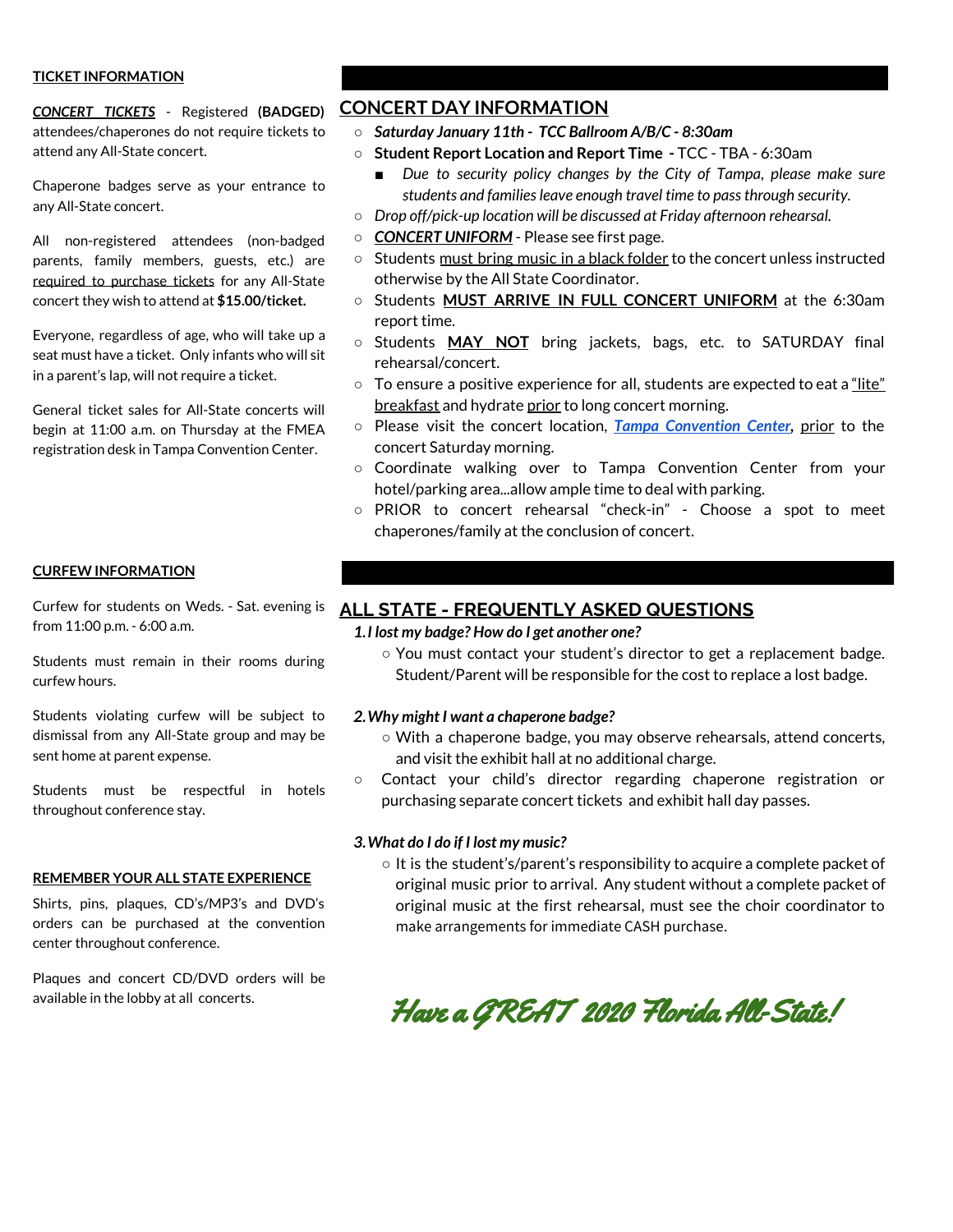**TICKET INFORMATION**

***CONCERT TICKETS*** - Registered **(BADGED)** attendees/chaperones do not require tickets to attend any All-State concert.

Chaperone badges serve as your entrance to any All-State concert.

All non-registered attendees (non-badged parents, family members, guests, etc.) are required to purchase tickets for any All-State concert they wish to attend at **$15.00/ticket.**

Everyone, regardless of age, who will take up a seat must have a ticket. Only infants who will sit in a parent's lap, will not require a ticket.

General ticket sales for All-State concerts will begin at 11:00 a.m. on Thursday at the FMEA registration desk in Tampa Convention Center.

**CURFEW INFORMATION**

Curfew for students on Weds. - Sat. evening is from 11:00 p.m. - 6:00 a.m.

Students must remain in their rooms during curfew hours.

Students violating curfew will be subject to dismissal from any All-State group and may be sent home at parent expense.

Students must be respectful in hotels throughout conference stay.

**REMEMBER YOUR ALL STATE EXPERIENCE**

Shirts, pins, plaques, CD's/MP3's and DVD's orders can be purchased at the convention center throughout conference.

Plaques and concert CD/DVD orders will be available in the lobby at all concerts.

## CONCERT DAY INFORMATION

- ***Saturday January 11th - TCC Ballroom A/B/C - 8:30am***
- **Student Report Location and Report Time -** TCC - TBA - 6:30am
  - *Due to security policy changes by the City of Tampa, please make sure students and families leave enough travel time to pass through security.*
- *Drop off/pick-up location will be discussed at Friday afternoon rehearsal.*
- ***CONCERT UNIFORM*** - Please see first page.
- Students must bring music in a black folder to the concert unless instructed otherwise by the All State Coordinator.
- Students **MUST ARRIVE IN FULL CONCERT UNIFORM** at the 6:30am report time.
- Students **MAY NOT** bring jackets, bags, etc. to SATURDAY final rehearsal/concert.
- To ensure a positive experience for all, students are expected to eat a "lite" breakfast and hydrate prior to long concert morning.
- Please visit the concert location, ***Tampa Convention Center***, prior to the concert Saturday morning.
- Coordinate walking over to Tampa Convention Center from your hotel/parking area...allow ample time to deal with parking.
- PRIOR to concert rehearsal "check-in" - Choose a spot to meet chaperones/family at the conclusion of concert.

## ALL STATE - FREQUENTLY ASKED QUESTIONS

***1. I lost my badge? How do I get another one?***

- You must contact your student's director to get a replacement badge. Student/Parent will be responsible for the cost to replace a lost badge.

***2. Why might I want a chaperone badge?***

- With a chaperone badge, you may observe rehearsals, attend concerts, and visit the exhibit hall at no additional charge.
- Contact your child's director regarding chaperone registration or purchasing separate concert tickets and exhibit hall day passes.

***3. What do I do if I lost my music?***

- It is the student's/parent's responsibility to acquire a complete packet of original music prior to arrival. Any student without a complete packet of original music at the first rehearsal, must see the choir coordinator to make arrangements for immediate CASH purchase.

*Have a GREAT 2020 Florida All-State!*